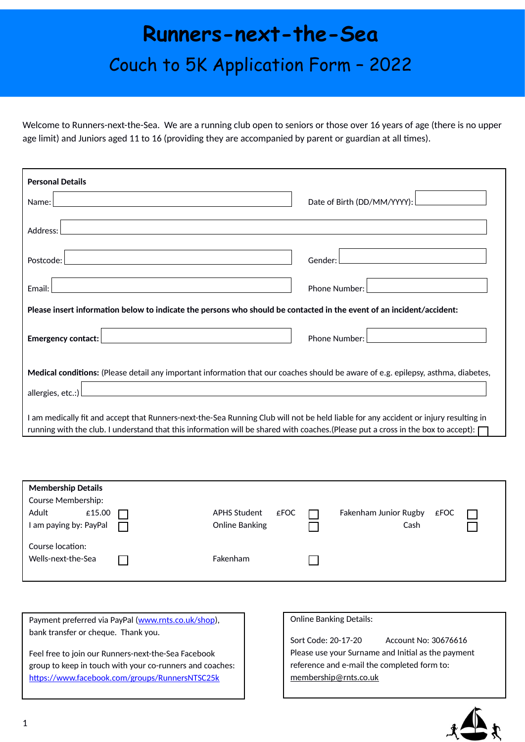# Runners-next-the-Sea

## Couch to 5K Application Form – 2022

Welcome to Runners-next-the-Sea. We are a running club open to seniors or those over 16 years of age (there is no upper age limit) and Juniors aged 11 to 16 (providing they are accompanied by parent or guardian at all times).

**Personal Details**

Name: ____________________ Date of Birth (DD/MM/YYYY): ____________

Address: ________________________________________

Postcode: ____________________ Gender: ____________

Email: ____________________ Phone Number: ____________

**Please insert information below to indicate the persons who should be contacted in the event of an incident/accident:**

**Emergency contact:** ____________________ Phone Number: ____________

**Medical conditions:** (Please detail any important information that our coaches should be aware of e.g. epilepsy, asthma, diabetes, allergies, etc.:) ________________________________________

I am medically fit and accept that Runners-next-the-Sea Running Club will not be held liable for any accident or injury resulting in running with the club. I understand that this information will be shared with coaches.(Please put a cross in the box to accept): ☐

**Membership Details**

Course Membership:

| | | |
|---|---|---|
| Adult £15.00 ☐ | APHS Student £FOC ☐ | Fakenham Junior Rugby £FOC ☐ |
| I am paying by: PayPal ☐ | Online Banking ☐ | Cash ☐ |

Course location:

| | |
|---|---|
| Wells-next-the-Sea ☐ | Fakenham ☐ |

Payment preferred via PayPal (www.rnts.co.uk/shop), bank transfer or cheque. Thank you.

Feel free to join our Runners-next-the-Sea Facebook group to keep in touch with your co-runners and coaches: https://www.facebook.com/groups/RunnersNTSC25k

Online Banking Details:

Sort Code: 20-17-20 Account No: 30676616

Please use your Surname and Initial as the payment reference and e-mail the completed form to: membership@rnts.co.uk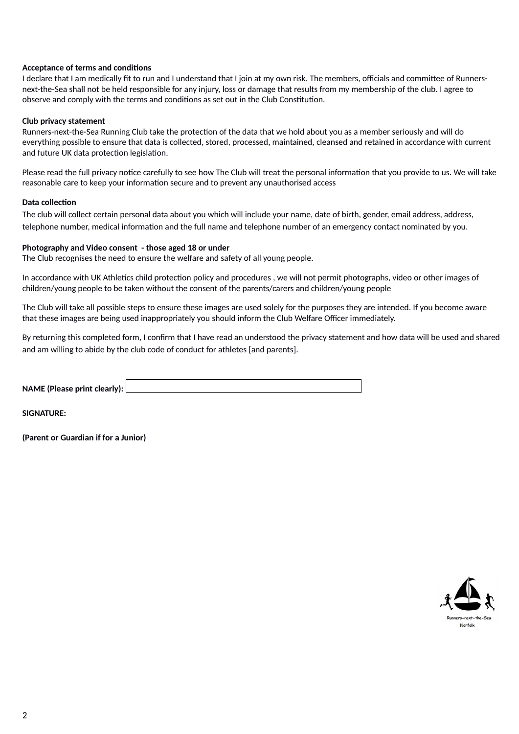**Acceptance of terms and conditions**

I declare that I am medically fit to run and I understand that I join at my own risk. The members, officials and committee of Runners-next-the-Sea shall not be held responsible for any injury, loss or damage that results from my membership of the club. I agree to observe and comply with the terms and conditions as set out in the Club Constitution.

**Club privacy statement**

Runners-next-the-Sea Running Club take the protection of the data that we hold about you as a member seriously and will do everything possible to ensure that data is collected, stored, processed, maintained, cleansed and retained in accordance with current and future UK data protection legislation.

Please read the full privacy notice carefully to see how The Club will treat the personal information that you provide to us. We will take reasonable care to keep your information secure and to prevent any unauthorised access

**Data collection**

The club will collect certain personal data about you which will include your name, date of birth, gender, email address, address, telephone number, medical information and the full name and telephone number of an emergency contact nominated by you.

**Photography and Video consent - those aged 18 or under**

The Club recognises the need to ensure the welfare and safety of all young people.

In accordance with UK Athletics child protection policy and procedures , we will not permit photographs, video or other images of children/young people to be taken without the consent of the parents/carers and children/young people

The Club will take all possible steps to ensure these images are used solely for the purposes they are intended. If you become aware that these images are being used inappropriately you should inform the Club Welfare Officer immediately.

By returning this completed form, I confirm that I have read an understood the privacy statement and how data will be used and shared and am willing to abide by the club code of conduct for athletes [and parents].

**NAME (Please print clearly):** ______________________________

**SIGNATURE:**

**(Parent or Guardian if for a Junior)**

Runners-next-the-Sea
Norfolk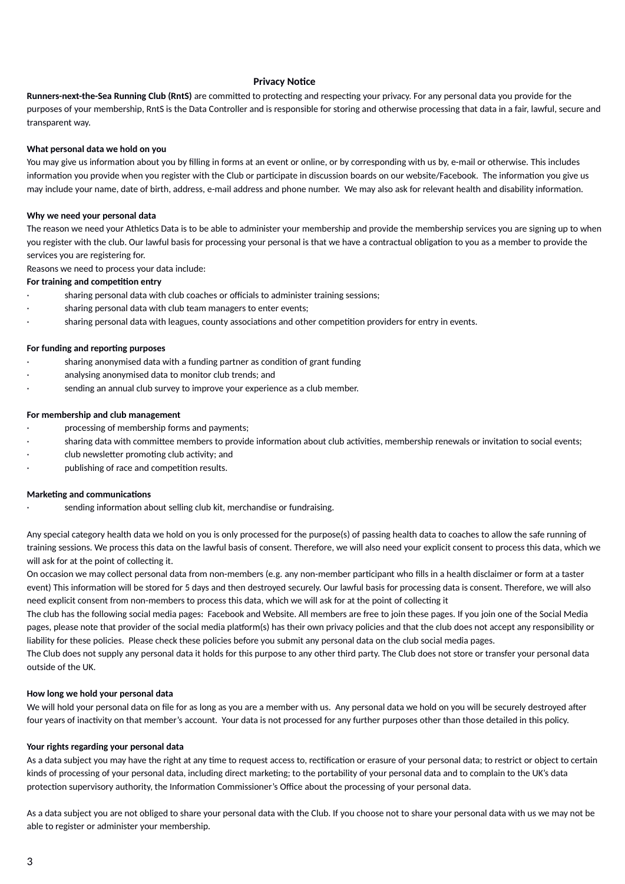# Privacy Notice

**Runners-next-the-Sea Running Club (RntS)** are committed to protecting and respecting your privacy. For any personal data you provide for the purposes of your membership, RntS is the Data Controller and is responsible for storing and otherwise processing that data in a fair, lawful, secure and transparent way.

**What personal data we hold on you**

You may give us information about you by filling in forms at an event or online, or by corresponding with us by, e-mail or otherwise. This includes information you provide when you register with the Club or participate in discussion boards on our website/Facebook. The information you give us may include your name, date of birth, address, e-mail address and phone number. We may also ask for relevant health and disability information.

**Why we need your personal data**

The reason we need your Athletics Data is to be able to administer your membership and provide the membership services you are signing up to when you register with the club. Our lawful basis for processing your personal is that we have a contractual obligation to you as a member to provide the services you are registering for.

Reasons we need to process your data include:

**For training and competition entry**

- sharing personal data with club coaches or officials to administer training sessions;
- sharing personal data with club team managers to enter events;
- sharing personal data with leagues, county associations and other competition providers for entry in events.

**For funding and reporting purposes**

- sharing anonymised data with a funding partner as condition of grant funding
- analysing anonymised data to monitor club trends; and
- sending an annual club survey to improve your experience as a club member.

**For membership and club management**

- processing of membership forms and payments;
- sharing data with committee members to provide information about club activities, membership renewals or invitation to social events;
- club newsletter promoting club activity; and
- publishing of race and competition results.

**Marketing and communications**

- sending information about selling club kit, merchandise or fundraising.

Any special category health data we hold on you is only processed for the purpose(s) of passing health data to coaches to allow the safe running of training sessions. We process this data on the lawful basis of consent. Therefore, we will also need your explicit consent to process this data, which we will ask for at the point of collecting it.

On occasion we may collect personal data from non-members (e.g. any non-member participant who fills in a health disclaimer or form at a taster event) This information will be stored for 5 days and then destroyed securely. Our lawful basis for processing data is consent. Therefore, we will also need explicit consent from non-members to process this data, which we will ask for at the point of collecting it

The club has the following social media pages: Facebook and Website. All members are free to join these pages. If you join one of the Social Media pages, please note that provider of the social media platform(s) has their own privacy policies and that the club does not accept any responsibility or liability for these policies. Please check these policies before you submit any personal data on the club social media pages.

The Club does not supply any personal data it holds for this purpose to any other third party. The Club does not store or transfer your personal data outside of the UK.

**How long we hold your personal data**

We will hold your personal data on file for as long as you are a member with us. Any personal data we hold on you will be securely destroyed after four years of inactivity on that member's account. Your data is not processed for any further purposes other than those detailed in this policy.

**Your rights regarding your personal data**

As a data subject you may have the right at any time to request access to, rectification or erasure of your personal data; to restrict or object to certain kinds of processing of your personal data, including direct marketing; to the portability of your personal data and to complain to the UK's data protection supervisory authority, the Information Commissioner's Office about the processing of your personal data.

As a data subject you are not obliged to share your personal data with the Club. If you choose not to share your personal data with us we may not be able to register or administer your membership.